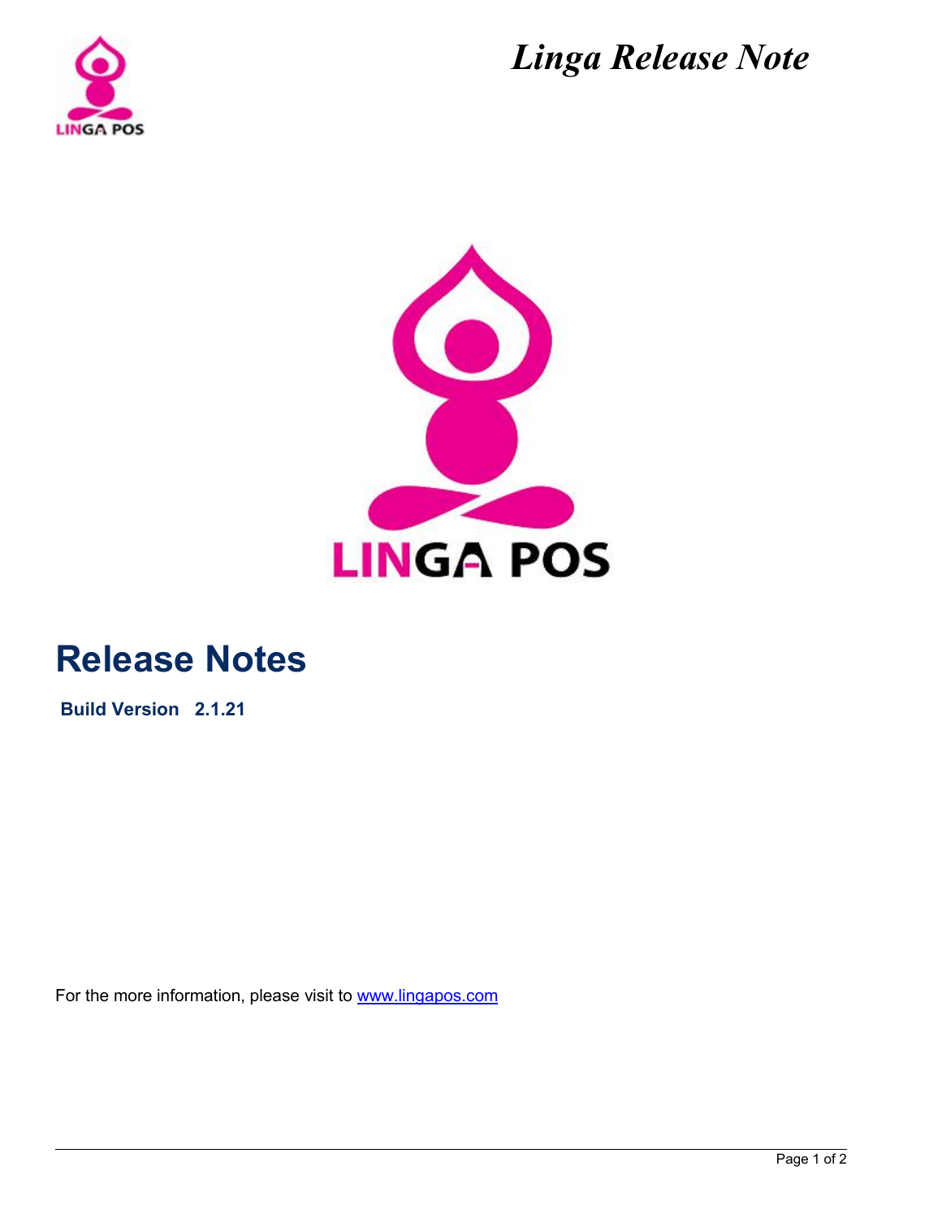*Linga Release Note*

# Release Notes

**Build Version 2.1.21**

For the more information, please visit to [www.lingapos.com](http://www.lingapos.com)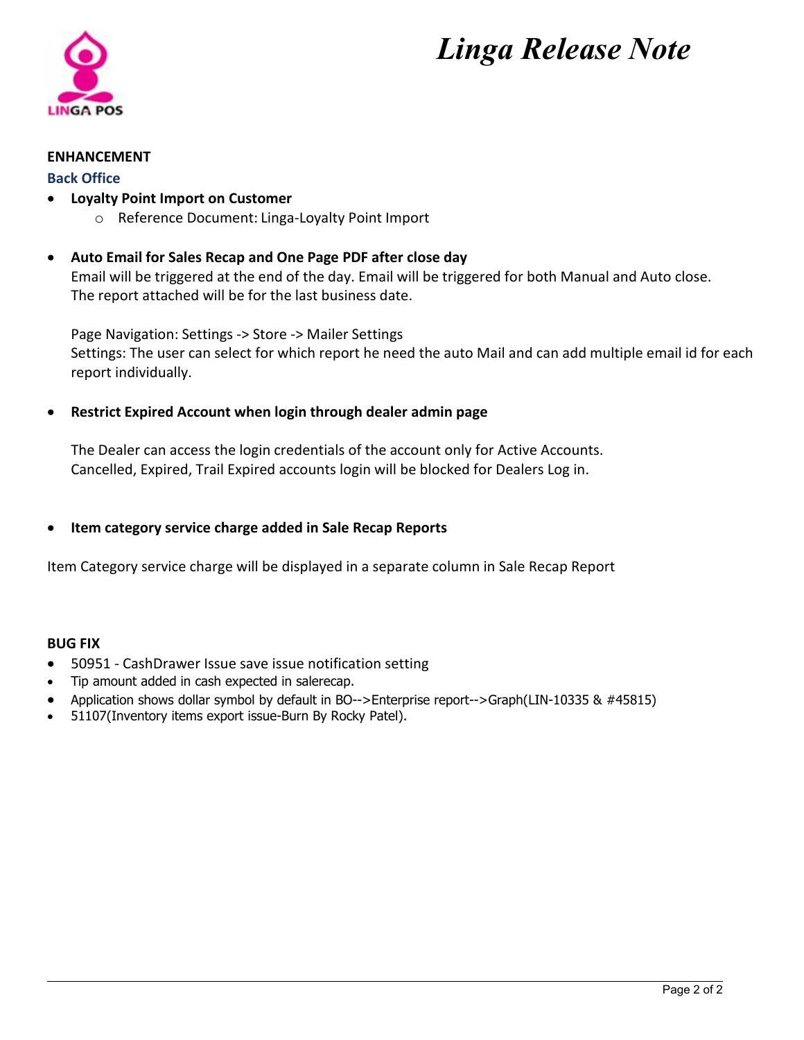## ENHANCEMENT

### Back Office

- **Loyalty Point Import on Customer**
  - Reference Document: Linga-Loyalty Point Import

- **Auto Email for Sales Recap and One Page PDF after close day**

  Email will be triggered at the end of the day. Email will be triggered for both Manual and Auto close.
  The report attached will be for the last business date.

  Page Navigation: Settings -> Store -> Mailer Settings
  Settings: The user can select for which report he need the auto Mail and can add multiple email id for each report individually.

- **Restrict Expired Account when login through dealer admin page**

  The Dealer can access the login credentials of the account only for Active Accounts.
  Cancelled, Expired, Trail Expired accounts login will be blocked for Dealers Log in.

- **Item category service charge added in Sale Recap Reports**

Item Category service charge will be displayed in a separate column in Sale Recap Report

## BUG FIX

- 50951 - CashDrawer Issue save issue notification setting
- Tip amount added in cash expected in salerecap.
- Application shows dollar symbol by default in BO-->Enterprise report-->Graph(LIN-10335 & #45815)
- 51107(Inventory items export issue-Burn By Rocky Patel).